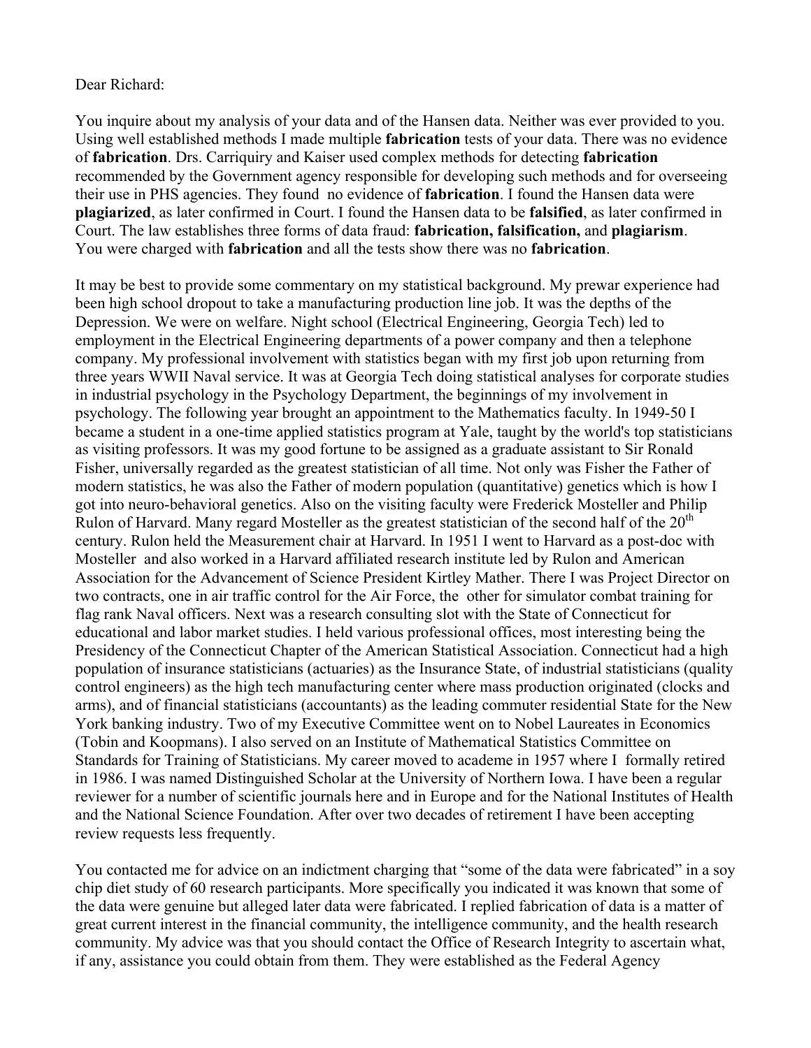Dear Richard:

You inquire about my analysis of your data and of the Hansen data. Neither was ever provided to you. Using well established methods I made multiple **fabrication** tests of your data. There was no evidence of **fabrication**. Drs. Carriquiry and Kaiser used complex methods for detecting **fabrication** recommended by the Government agency responsible for developing such methods and for overseeing their use in PHS agencies. They found no evidence of **fabrication**. I found the Hansen data were **plagiarized**, as later confirmed in Court. I found the Hansen data to be **falsified**, as later confirmed in Court. The law establishes three forms of data fraud: **fabrication, falsification,** and **plagiarism**. You were charged with **fabrication** and all the tests show there was no **fabrication**.

It may be best to provide some commentary on my statistical background. My prewar experience had been high school dropout to take a manufacturing production line job. It was the depths of the Depression. We were on welfare. Night school (Electrical Engineering, Georgia Tech) led to employment in the Electrical Engineering departments of a power company and then a telephone company. My professional involvement with statistics began with my first job upon returning from three years WWII Naval service. It was at Georgia Tech doing statistical analyses for corporate studies in industrial psychology in the Psychology Department, the beginnings of my involvement in psychology. The following year brought an appointment to the Mathematics faculty. In 1949-50 I became a student in a one-time applied statistics program at Yale, taught by the world's top statisticians as visiting professors. It was my good fortune to be assigned as a graduate assistant to Sir Ronald Fisher, universally regarded as the greatest statistician of all time. Not only was Fisher the Father of modern statistics, he was also the Father of modern population (quantitative) genetics which is how I got into neuro-behavioral genetics. Also on the visiting faculty were Frederick Mosteller and Philip Rulon of Harvard. Many regard Mosteller as the greatest statistician of the second half of the 20th century. Rulon held the Measurement chair at Harvard. In 1951 I went to Harvard as a post-doc with Mosteller and also worked in a Harvard affiliated research institute led by Rulon and American Association for the Advancement of Science President Kirtley Mather. There I was Project Director on two contracts, one in air traffic control for the Air Force, the other for simulator combat training for flag rank Naval officers. Next was a research consulting slot with the State of Connecticut for educational and labor market studies. I held various professional offices, most interesting being the Presidency of the Connecticut Chapter of the American Statistical Association. Connecticut had a high population of insurance statisticians (actuaries) as the Insurance State, of industrial statisticians (quality control engineers) as the high tech manufacturing center where mass production originated (clocks and arms), and of financial statisticians (accountants) as the leading commuter residential State for the New York banking industry. Two of my Executive Committee went on to Nobel Laureates in Economics (Tobin and Koopmans). I also served on an Institute of Mathematical Statistics Committee on Standards for Training of Statisticians. My career moved to academe in 1957 where I formally retired in 1986. I was named Distinguished Scholar at the University of Northern Iowa. I have been a regular reviewer for a number of scientific journals here and in Europe and for the National Institutes of Health and the National Science Foundation. After over two decades of retirement I have been accepting review requests less frequently.

You contacted me for advice on an indictment charging that "some of the data were fabricated" in a soy chip diet study of 60 research participants. More specifically you indicated it was known that some of the data were genuine but alleged later data were fabricated. I replied fabrication of data is a matter of great current interest in the financial community, the intelligence community, and the health research community. My advice was that you should contact the Office of Research Integrity to ascertain what, if any, assistance you could obtain from them. They were established as the Federal Agency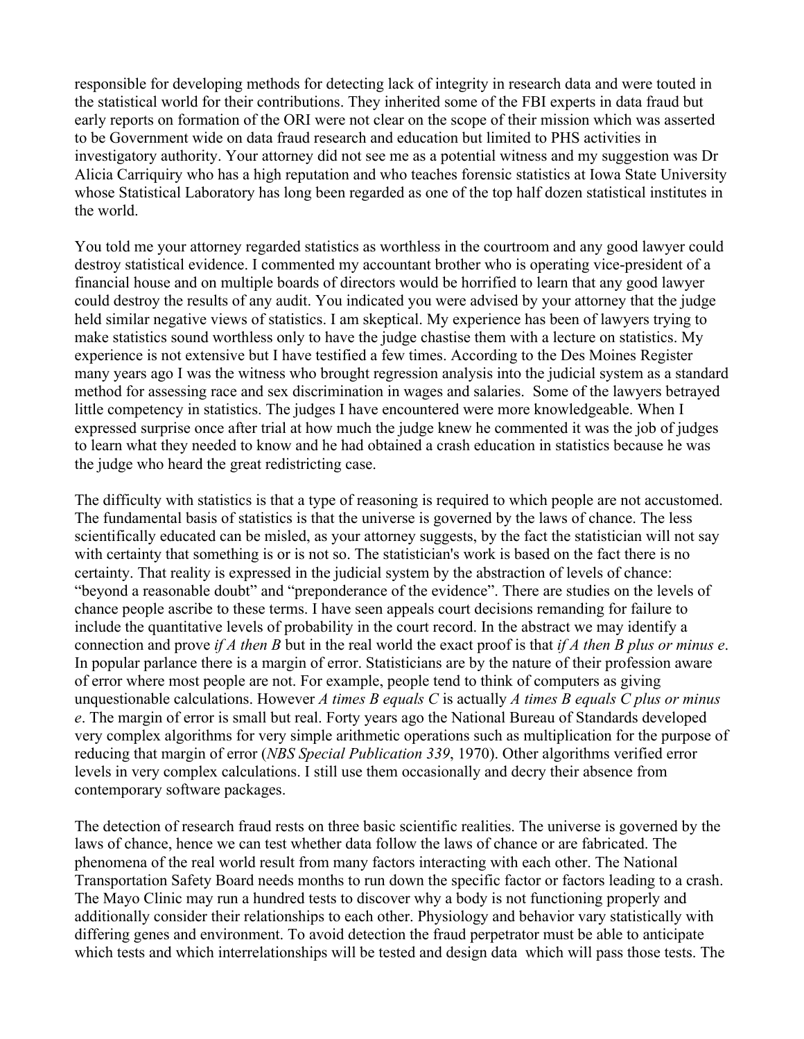responsible for developing methods for detecting lack of integrity in research data and were touted in the statistical world for their contributions. They inherited some of the FBI experts in data fraud but early reports on formation of the ORI were not clear on the scope of their mission which was asserted to be Government wide on data fraud research and education but limited to PHS activities in investigatory authority. Your attorney did not see me as a potential witness and my suggestion was Dr Alicia Carriquiry who has a high reputation and who teaches forensic statistics at Iowa State University whose Statistical Laboratory has long been regarded as one of the top half dozen statistical institutes in the world.

You told me your attorney regarded statistics as worthless in the courtroom and any good lawyer could destroy statistical evidence. I commented my accountant brother who is operating vice-president of a financial house and on multiple boards of directors would be horrified to learn that any good lawyer could destroy the results of any audit. You indicated you were advised by your attorney that the judge held similar negative views of statistics. I am skeptical. My experience has been of lawyers trying to make statistics sound worthless only to have the judge chastise them with a lecture on statistics. My experience is not extensive but I have testified a few times. According to the Des Moines Register many years ago I was the witness who brought regression analysis into the judicial system as a standard method for assessing race and sex discrimination in wages and salaries. Some of the lawyers betrayed little competency in statistics. The judges I have encountered were more knowledgeable. When I expressed surprise once after trial at how much the judge knew he commented it was the job of judges to learn what they needed to know and he had obtained a crash education in statistics because he was the judge who heard the great redistricting case.

The difficulty with statistics is that a type of reasoning is required to which people are not accustomed. The fundamental basis of statistics is that the universe is governed by the laws of chance. The less scientifically educated can be misled, as your attorney suggests, by the fact the statistician will not say with certainty that something is or is not so. The statistician's work is based on the fact there is no certainty. That reality is expressed in the judicial system by the abstraction of levels of chance: "beyond a reasonable doubt" and "preponderance of the evidence". There are studies on the levels of chance people ascribe to these terms. I have seen appeals court decisions remanding for failure to include the quantitative levels of probability in the court record. In the abstract we may identify a connection and prove *if A then B* but in the real world the exact proof is that *if A then B plus or minus e*. In popular parlance there is a margin of error. Statisticians are by the nature of their profession aware of error where most people are not. For example, people tend to think of computers as giving unquestionable calculations. However *A times B equals C* is actually *A times B equals C plus or minus e*. The margin of error is small but real. Forty years ago the National Bureau of Standards developed very complex algorithms for very simple arithmetic operations such as multiplication for the purpose of reducing that margin of error (*NBS Special Publication 339*, 1970). Other algorithms verified error levels in very complex calculations. I still use them occasionally and decry their absence from contemporary software packages.

The detection of research fraud rests on three basic scientific realities. The universe is governed by the laws of chance, hence we can test whether data follow the laws of chance or are fabricated. The phenomena of the real world result from many factors interacting with each other. The National Transportation Safety Board needs months to run down the specific factor or factors leading to a crash. The Mayo Clinic may run a hundred tests to discover why a body is not functioning properly and additionally consider their relationships to each other. Physiology and behavior vary statistically with differing genes and environment. To avoid detection the fraud perpetrator must be able to anticipate which tests and which interrelationships will be tested and design data which will pass those tests. The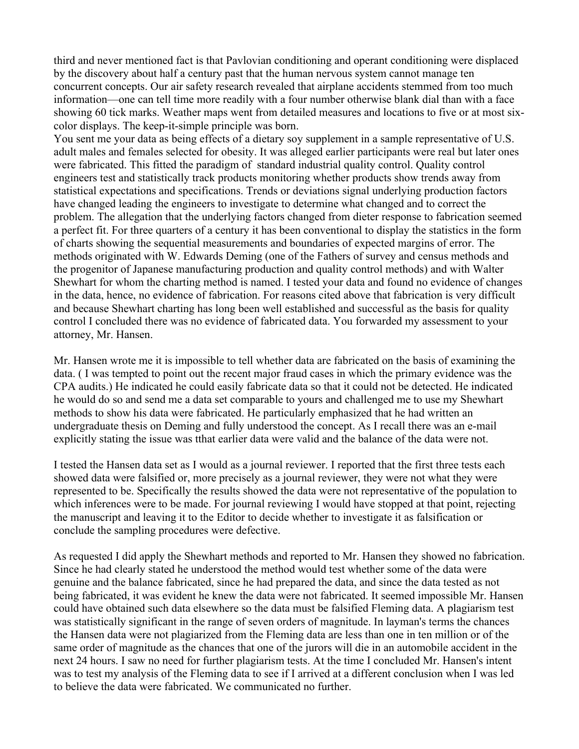third and never mentioned fact is that Pavlovian conditioning and operant conditioning were displaced by the discovery about half a century past that the human nervous system cannot manage ten concurrent concepts. Our air safety research revealed that airplane accidents stemmed from too much information—one can tell time more readily with a four number otherwise blank dial than with a face showing 60 tick marks. Weather maps went from detailed measures and locations to five or at most six-color displays. The keep-it-simple principle was born.

You sent me your data as being effects of a dietary soy supplement in a sample representative of U.S. adult males and females selected for obesity. It was alleged earlier participants were real but later ones were fabricated. This fitted the paradigm of standard industrial quality control. Quality control engineers test and statistically track products monitoring whether products show trends away from statistical expectations and specifications. Trends or deviations signal underlying production factors have changed leading the engineers to investigate to determine what changed and to correct the problem. The allegation that the underlying factors changed from dieter response to fabrication seemed a perfect fit. For three quarters of a century it has been conventional to display the statistics in the form of charts showing the sequential measurements and boundaries of expected margins of error. The methods originated with W. Edwards Deming (one of the Fathers of survey and census methods and the progenitor of Japanese manufacturing production and quality control methods) and with Walter Shewhart for whom the charting method is named. I tested your data and found no evidence of changes in the data, hence, no evidence of fabrication. For reasons cited above that fabrication is very difficult and because Shewhart charting has long been well established and successful as the basis for quality control I concluded there was no evidence of fabricated data. You forwarded my assessment to your attorney, Mr. Hansen.

Mr. Hansen wrote me it is impossible to tell whether data are fabricated on the basis of examining the data. ( I was tempted to point out the recent major fraud cases in which the primary evidence was the CPA audits.) He indicated he could easily fabricate data so that it could not be detected. He indicated he would do so and send me a data set comparable to yours and challenged me to use my Shewhart methods to show his data were fabricated. He particularly emphasized that he had written an undergraduate thesis on Deming and fully understood the concept. As I recall there was an e-mail explicitly stating the issue was tthat earlier data were valid and the balance of the data were not.

I tested the Hansen data set as I would as a journal reviewer. I reported that the first three tests each showed data were falsified or, more precisely as a journal reviewer, they were not what they were represented to be. Specifically the results showed the data were not representative of the population to which inferences were to be made. For journal reviewing I would have stopped at that point, rejecting the manuscript and leaving it to the Editor to decide whether to investigate it as falsification or conclude the sampling procedures were defective.

As requested I did apply the Shewhart methods and reported to Mr. Hansen they showed no fabrication. Since he had clearly stated he understood the method would test whether some of the data were genuine and the balance fabricated, since he had prepared the data, and since the data tested as not being fabricated, it was evident he knew the data were not fabricated. It seemed impossible Mr. Hansen could have obtained such data elsewhere so the data must be falsified Fleming data. A plagiarism test was statistically significant in the range of seven orders of magnitude. In layman's terms the chances the Hansen data were not plagiarized from the Fleming data are less than one in ten million or of the same order of magnitude as the chances that one of the jurors will die in an automobile accident in the next 24 hours. I saw no need for further plagiarism tests. At the time I concluded Mr. Hansen's intent was to test my analysis of the Fleming data to see if I arrived at a different conclusion when I was led to believe the data were fabricated. We communicated no further.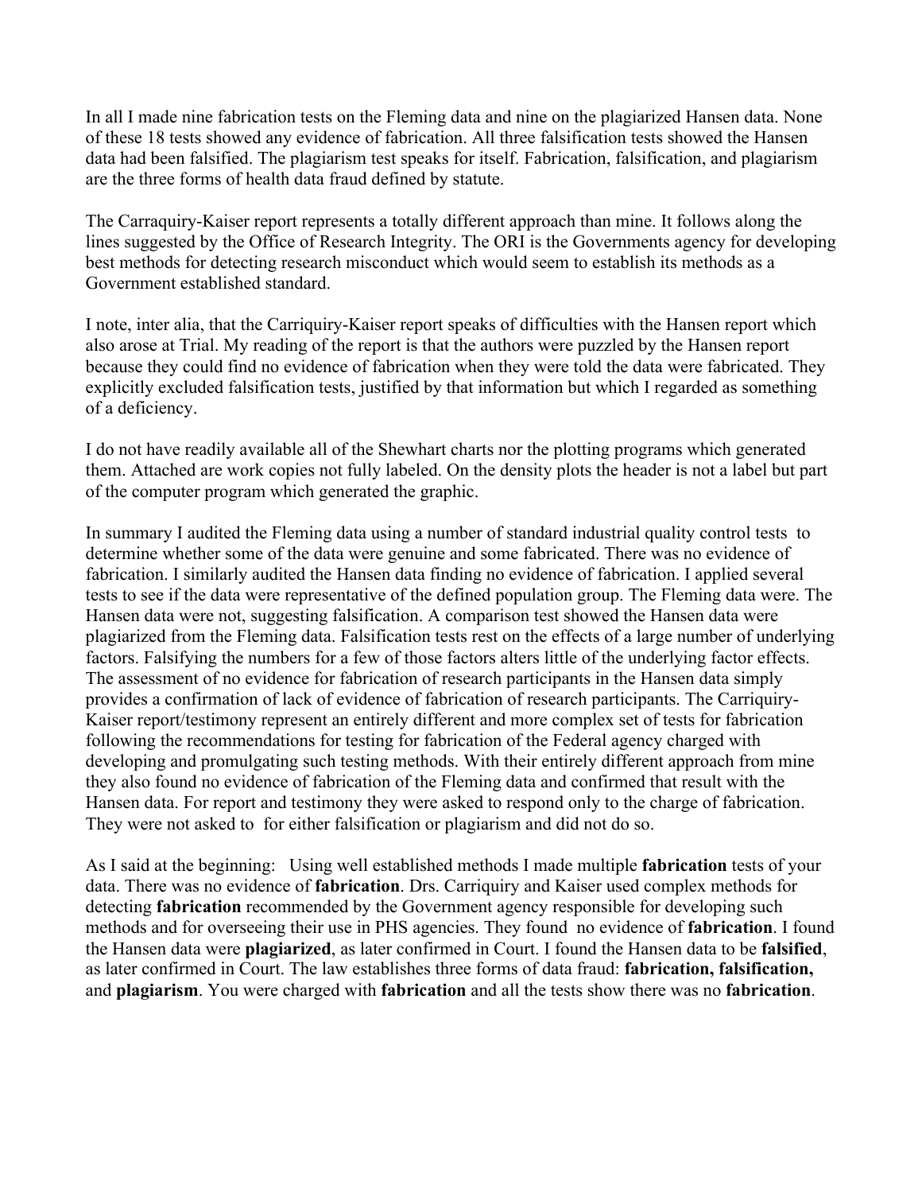In all I made nine fabrication tests on the Fleming data and nine on the plagiarized Hansen data. None of these 18 tests showed any evidence of fabrication. All three falsification tests showed the Hansen data had been falsified. The plagiarism test speaks for itself. Fabrication, falsification, and plagiarism are the three forms of health data fraud defined by statute.

The Carraquiry-Kaiser report represents a totally different approach than mine. It follows along the lines suggested by the Office of Research Integrity. The ORI is the Governments agency for developing best methods for detecting research misconduct which would seem to establish its methods as a Government established standard.

I note, inter alia, that the Carriquiry-Kaiser report speaks of difficulties with the Hansen report which also arose at Trial. My reading of the report is that the authors were puzzled by the Hansen report because they could find no evidence of fabrication when they were told the data were fabricated. They explicitly excluded falsification tests, justified by that information but which I regarded as something of a deficiency.

I do not have readily available all of the Shewhart charts nor the plotting programs which generated them. Attached are work copies not fully labeled. On the density plots the header is not a label but part of the computer program which generated the graphic.

In summary I audited the Fleming data using a number of standard industrial quality control tests to determine whether some of the data were genuine and some fabricated. There was no evidence of fabrication. I similarly audited the Hansen data finding no evidence of fabrication. I applied several tests to see if the data were representative of the defined population group. The Fleming data were. The Hansen data were not, suggesting falsification. A comparison test showed the Hansen data were plagiarized from the Fleming data. Falsification tests rest on the effects of a large number of underlying factors. Falsifying the numbers for a few of those factors alters little of the underlying factor effects. The assessment of no evidence for fabrication of research participants in the Hansen data simply provides a confirmation of lack of evidence of fabrication of research participants. The Carriquiry-Kaiser report/testimony represent an entirely different and more complex set of tests for fabrication following the recommendations for testing for fabrication of the Federal agency charged with developing and promulgating such testing methods. With their entirely different approach from mine they also found no evidence of fabrication of the Fleming data and confirmed that result with the Hansen data. For report and testimony they were asked to respond only to the charge of fabrication. They were not asked to for either falsification or plagiarism and did not do so.

As I said at the beginning: Using well established methods I made multiple **fabrication** tests of your data. There was no evidence of **fabrication**. Drs. Carriquiry and Kaiser used complex methods for detecting **fabrication** recommended by the Government agency responsible for developing such methods and for overseeing their use in PHS agencies. They found no evidence of **fabrication**. I found the Hansen data were **plagiarized**, as later confirmed in Court. I found the Hansen data to be **falsified**, as later confirmed in Court. The law establishes three forms of data fraud: **fabrication, falsification,** and **plagiarism**. You were charged with **fabrication** and all the tests show there was no **fabrication**.